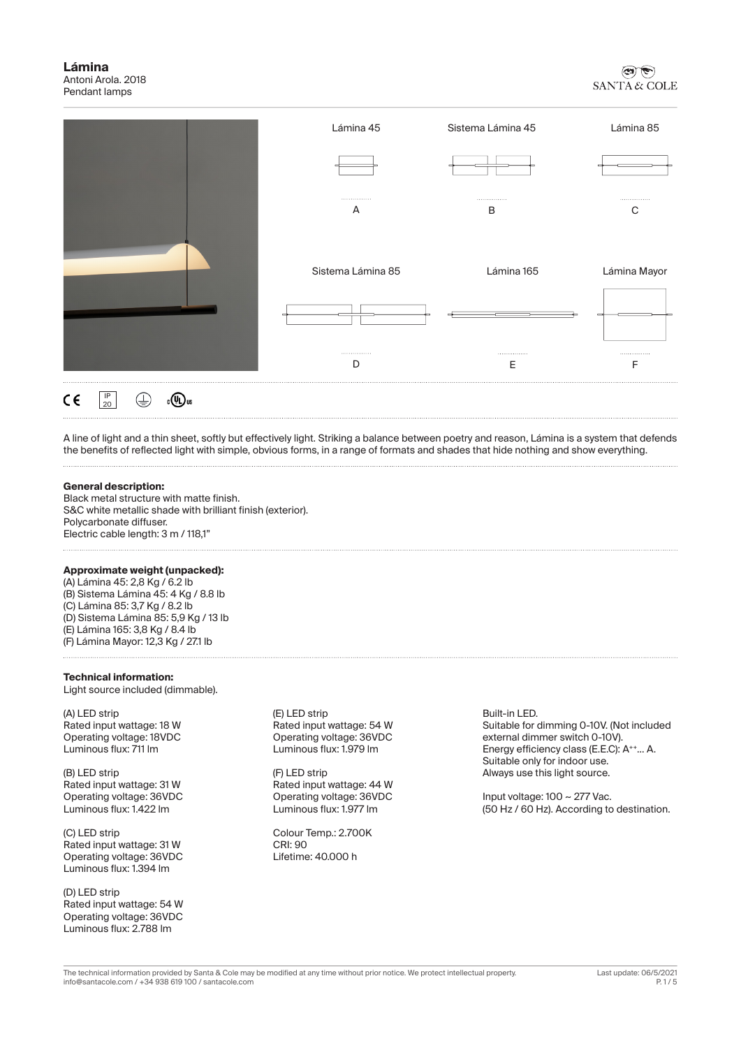# Lámina

Antoni Arola. 2018
Pendant lamps

SANTA & COLE

Lámina 45 — A
Sistema Lámina 45 — B
Lámina 85 — C
Sistema Lámina 85 — D
Lámina 165 — E
Lámina Mayor — F

IP 20

A line of light and a thin sheet, softly but effectively light. Striking a balance between poetry and reason, Lámina is a system that defends the benefits of reflected light with simple, obvious forms, in a range of formats and shades that hide nothing and show everything.

**General description:**
Black metal structure with matte finish.
S&C white metallic shade with brilliant finish (exterior).
Polycarbonate diffuser.
Electric cable length: 3 m / 118,1"

**Approximate weight (unpacked):**
(A) Lámina 45: 2,8 Kg / 6.2 lb
(B) Sistema Lámina 45: 4 Kg / 8.8 lb
(C) Lámina 85: 3,7 Kg / 8.2 lb
(D) Sistema Lámina 85: 5,9 Kg / 13 lb
(E) Lámina 165: 3,8 Kg / 8.4 lb
(F) Lámina Mayor: 12,3 Kg / 27.1 lb

**Technical information:**
Light source included (dimmable).

(A) LED strip
Rated input wattage: 18 W
Operating voltage: 18VDC
Luminous flux: 711 lm

(B) LED strip
Rated input wattage: 31 W
Operating voltage: 36VDC
Luminous flux: 1.422 lm

(C) LED strip
Rated input wattage: 31 W
Operating voltage: 36VDC
Luminous flux: 1.394 lm

(D) LED strip
Rated input wattage: 54 W
Operating voltage: 36VDC
Luminous flux: 2.788 lm

(E) LED strip
Rated input wattage: 54 W
Operating voltage: 36VDC
Luminous flux: 1.979 lm

(F) LED strip
Rated input wattage: 44 W
Operating voltage: 36VDC
Luminous flux: 1.977 lm

Colour Temp.: 2.700K
CRI: 90
Lifetime: 40.000 h

Built-in LED.
Suitable for dimming 0-10V. (Not included external dimmer switch 0-10V).
Energy efficiency class (E.E.C): A++... A.
Suitable only for indoor use.
Always use this light source.

Input voltage: 100 ~ 277 Vac.
(50 Hz / 60 Hz). According to destination.

The technical information provided by Santa & Cole may be modified at any time without prior notice. We protect intellectual property.
info@santacole.com / +34 938 619 100 / santacole.com

Last update: 06/5/2021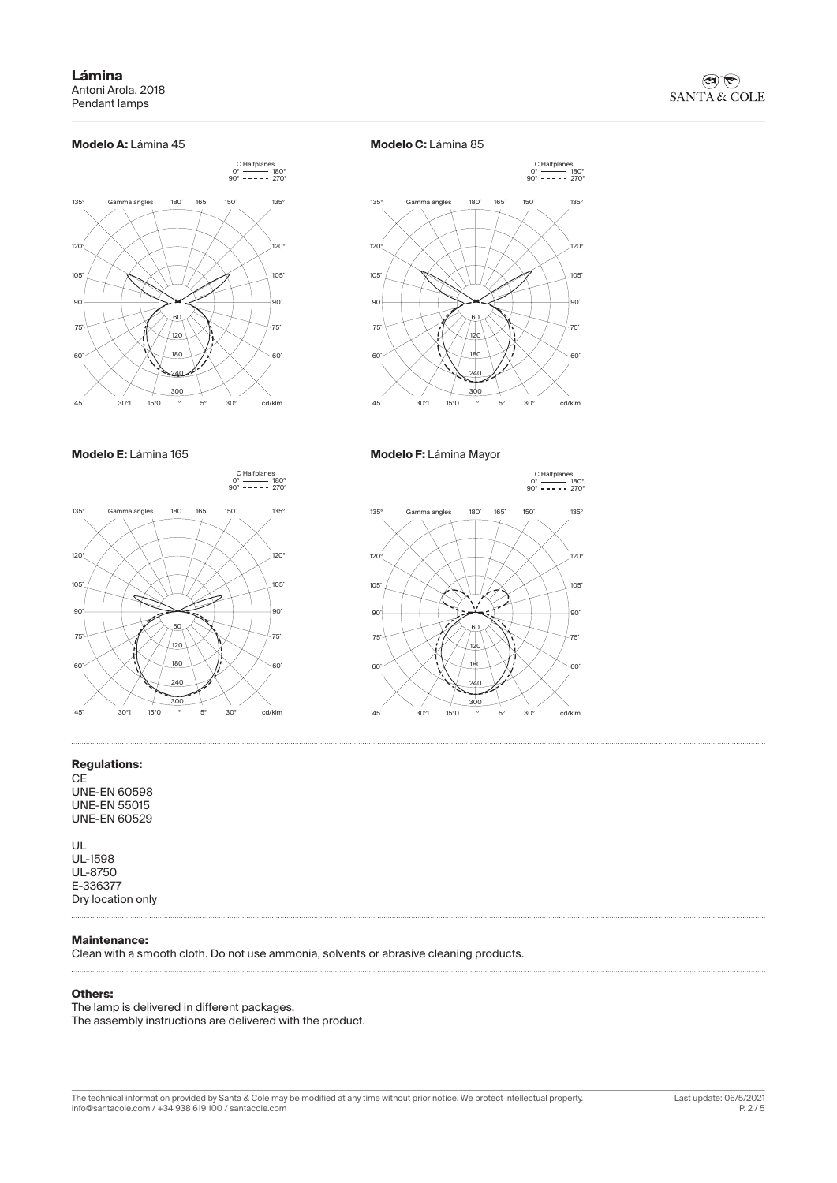**Modelo A:** Lámina 45

C Halfplanes
0° ——— 180°
90° - - - - 270°

**Modelo C:** Lámina 85

C Halfplanes
0° ——— 180°
90° - - - - 270°

**Modelo E:** Lámina 165

C Halfplanes
0° ——— 180°
90° - - - - 270°

**Modelo F:** Lámina Mayor

C Halfplanes
0° ——— 180°
90° - - - - 270°

**Regulations:**

CE
UNE-EN 60598
UNE-EN 55015
UNE-EN 60529

UL
UL-1598
UL-8750
E-336377
Dry location only

**Maintenance:**

Clean with a smooth cloth. Do not use ammonia, solvents or abrasive cleaning products.

**Others:**

The lamp is delivered in different packages.
The assembly instructions are delivered with the product.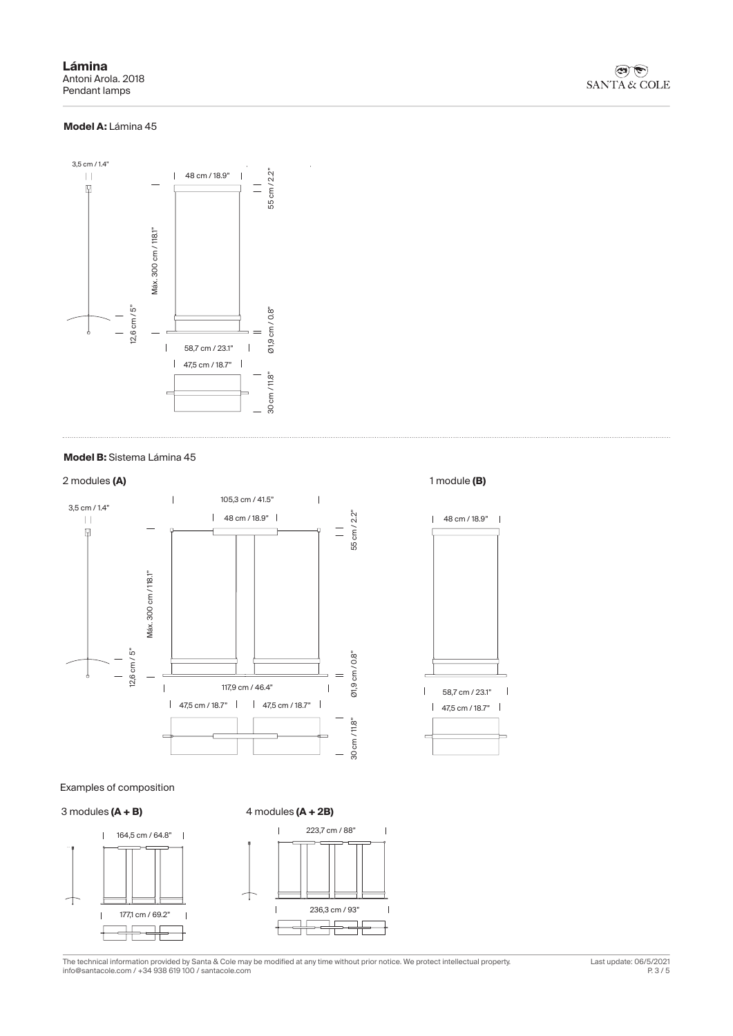**Lámina**
Antoni Arola. 2018
Pendant lamps

**Model A:** Lámina 45

3,5 cm / 1.4"

48 cm / 18.9"

55 cm / 2.2"

Máx. 300 cm / 118.1"

12,6 cm / 5"

Ø1,9 cm / 0.8"

58,7 cm / 23.1"

47,5 cm / 18.7"

30 cm / 11.8"

**Model B:** Sistema Lámina 45

2 modules **(A)**

3,5 cm / 1.4"

105,3 cm / 41.5"

48 cm / 18.9"

55 cm / 2.2"

Máx. 300 cm / 118.1"

12,6 cm / 5"

Ø1,9 cm / 0.8"

117,9 cm / 46.4"

47,5 cm / 18.7"

47,5 cm / 18.7"

30 cm / 11.8"

1 module **(B)**

48 cm / 18.9"

58,7 cm / 23.1"

47,5 cm / 18.7"

Examples of composition

3 modules **(A + B)**

164,5 cm / 64.8"

177,1 cm / 69.2"

4 modules **(A + 2B)**

223,7 cm / 88"

236,3 cm / 93"

The technical information provided by Santa & Cole may be modified at any time without prior notice. We protect intellectual property.
info@santacole.com / +34 938 619 100 / santacole.com

Last update: 06/5/2021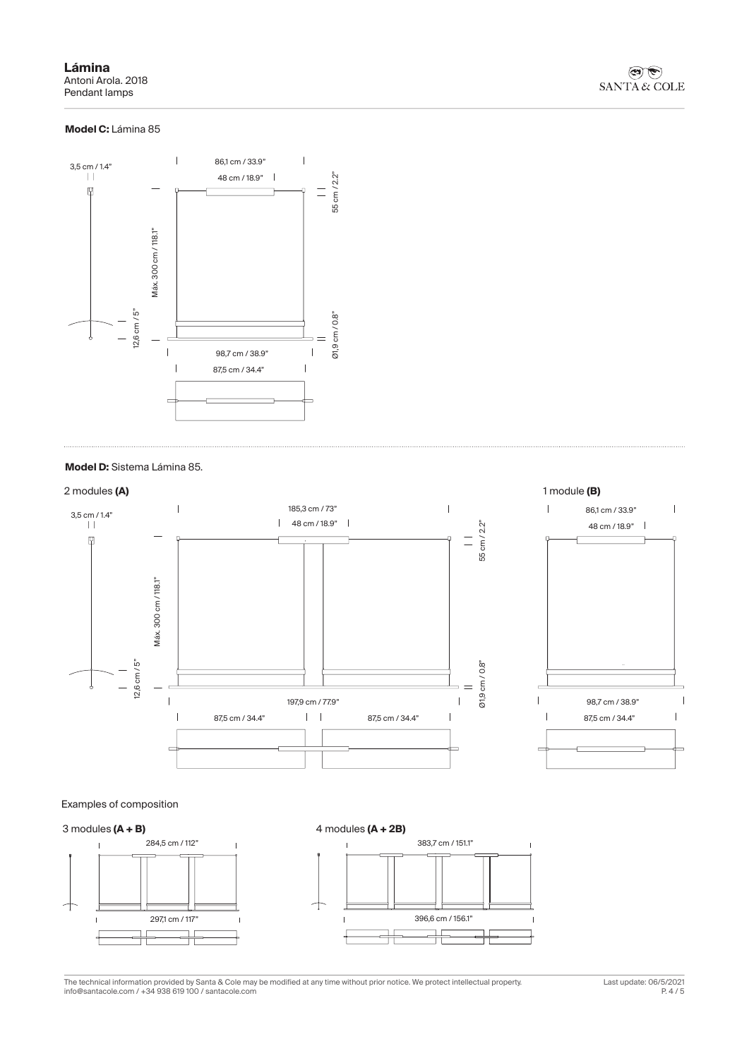# Lámina

Antoni Arola. 2018
Pendant lamps

**Model C:** Lámina 85

3,5 cm / 1.4"

86,1 cm / 33.9"

48 cm / 18.9"

55 cm / 2.2"

Máx. 300 cm / 118.1"

12,6 cm / 5"

Ø1.9 cm / 0.8"

98,7 cm / 38.9"

87,5 cm / 34.4"

**Model D:** Sistema Lámina 85.

2 modules **(A)**

3,5 cm / 1.4"

185,3 cm / 73"

48 cm / 18.9"

55 cm / 2.2"

Máx. 300 cm / 118.1"

12,6 cm / 5"

Ø1.9 cm / 0.8"

197,9 cm / 77.9"

87,5 cm / 34.4"

87,5 cm / 34.4"

1 module **(B)**

86,1 cm / 33.9"

48 cm / 18.9"

98,7 cm / 38.9"

87,5 cm / 34.4"

Examples of composition

3 modules **(A + B)**

284,5 cm / 112"

297,1 cm / 117"

4 modules **(A + 2B)**

383,7 cm / 151.1"

396,6 cm / 156.1"

The technical information provided by Santa & Cole may be modified at any time without prior notice. We protect intellectual property.
info@santacole.com / +34 938 619 100 / santacole.com

Last update: 06/5/2021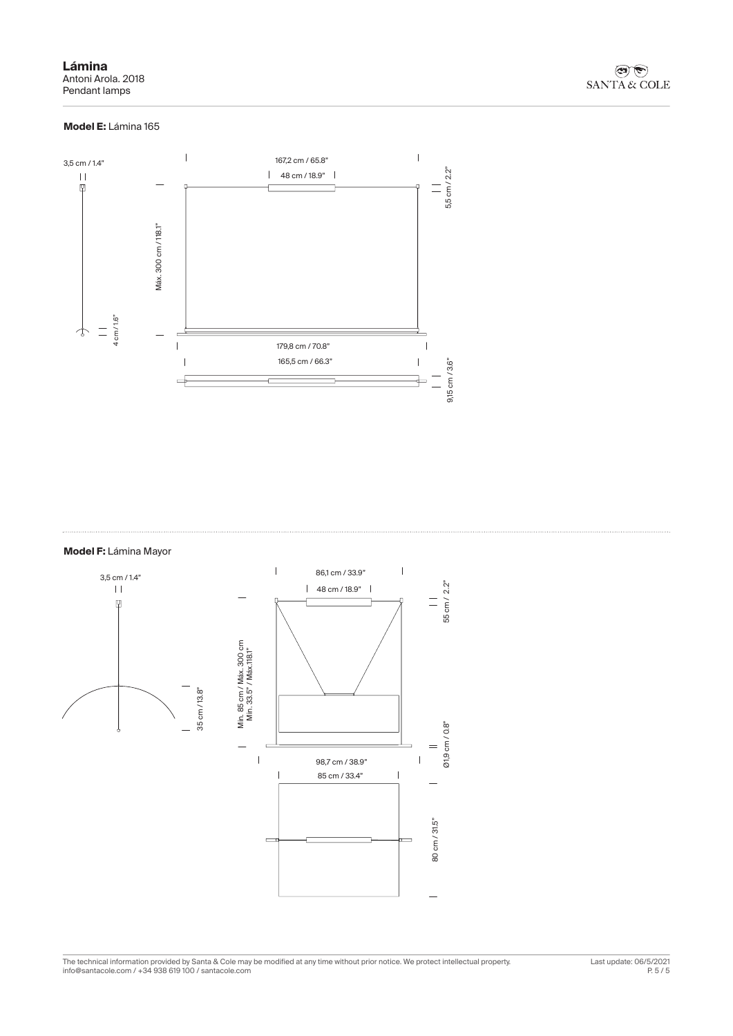**Lámina**
Antoni Arola. 2018
Pendant lamps

**Model E:** Lámina 165

3,5 cm / 1.4"

167,2 cm / 65.8"

48 cm / 18.9"

5,5 cm / 2.2"

Máx. 300 cm / 118.1"

4 cm / 1.6"

179,8 cm / 70.8"

165,5 cm / 66.3"

9,15 cm / 3.6"

**Model F:** Lámina Mayor

3,5 cm / 1.4"

86,1 cm / 33.9"

48 cm / 18.9"

55 cm / 2.2"

Min. 85 cm / Máx. 300 cm
Min. 33.5" / Máx.118.1"

35 cm / 13.8"

Ø1,9 cm / 0.8"

98,7 cm / 38.9"

85 cm / 33.4"

80 cm / 31.5"

The technical information provided by Santa & Cole may be modified at any time without prior notice. We protect intellectual property.
info@santacole.com / +34 938 619 100 / santacole.com

Last update: 06/5/2021